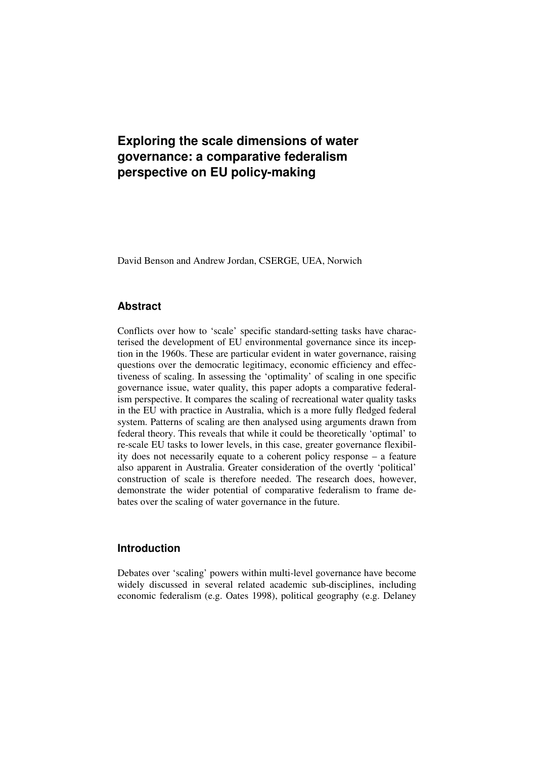# Exploring the scale dimensions of water governance: a comparative federalism perspective on EU policy-making

David Benson and Andrew Jordan, CSERGE, UEA, Norwich

## Abstract

Conflicts over how to 'scale' specific standard-setting tasks have characterised the development of EU environmental governance since its inception in the 1960s. These are particular evident in water governance, raising questions over the democratic legitimacy, economic efficiency and effectiveness of scaling. In assessing the 'optimality' of scaling in one specific governance issue, water quality, this paper adopts a comparative federalism perspective. It compares the scaling of recreational water quality tasks in the EU with practice in Australia, which is a more fully fledged federal system. Patterns of scaling are then analysed using arguments drawn from federal theory. This reveals that while it could be theoretically 'optimal' to re-scale EU tasks to lower levels, in this case, greater governance flexibility does not necessarily equate to a coherent policy response – a feature also apparent in Australia. Greater consideration of the overtly 'political' construction of scale is therefore needed. The research does, however, demonstrate the wider potential of comparative federalism to frame debates over the scaling of water governance in the future.

## Introduction

Debates over 'scaling' powers within multi-level governance have become widely discussed in several related academic sub-disciplines, including economic federalism (e.g. Oates 1998), political geography (e.g. Delaney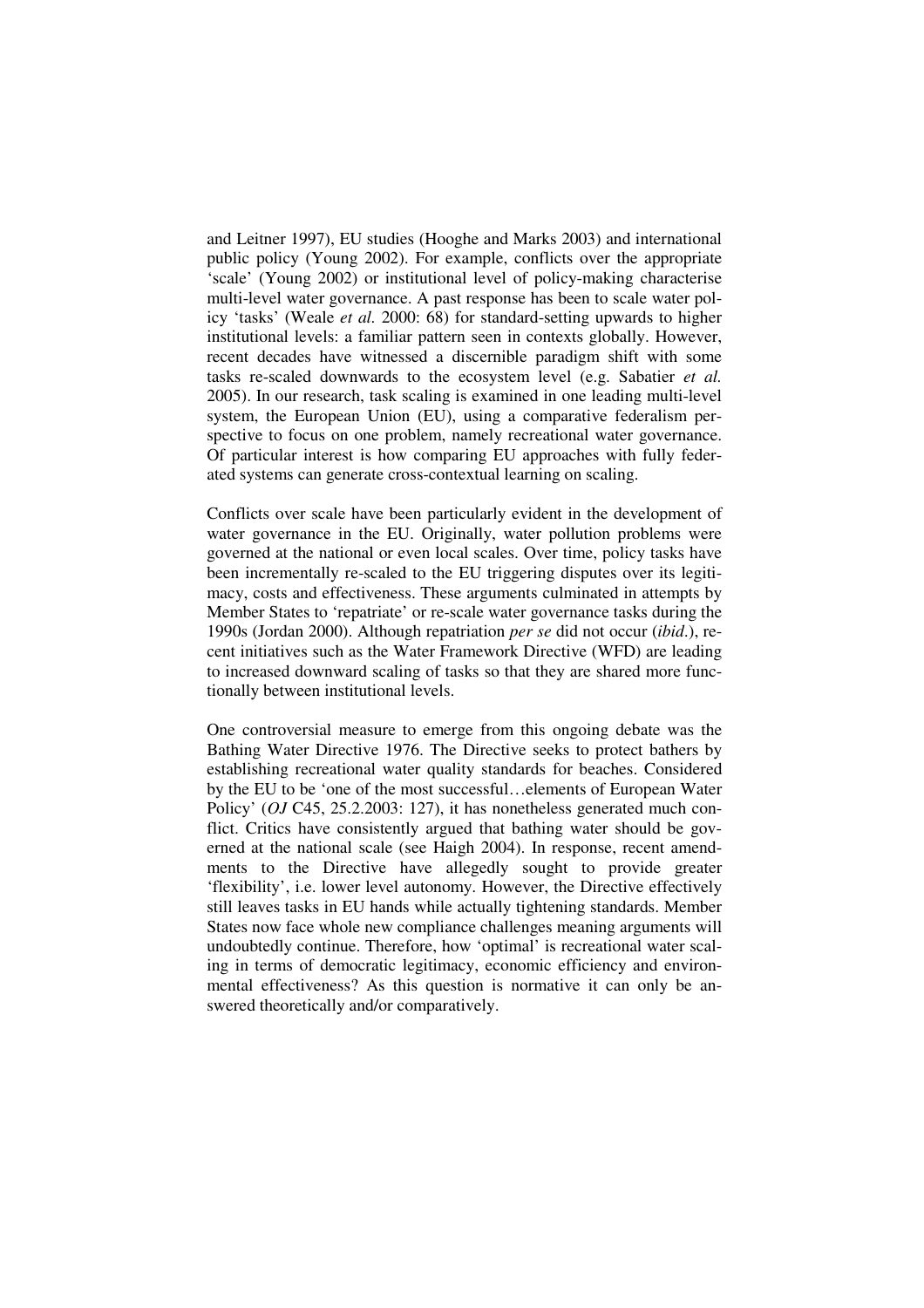and Leitner 1997), EU studies (Hooghe and Marks 2003) and international public policy (Young 2002). For example, conflicts over the appropriate 'scale' (Young 2002) or institutional level of policy-making characterise multi-level water governance. A past response has been to scale water policy 'tasks' (Weale *et al.* 2000: 68) for standard-setting upwards to higher institutional levels: a familiar pattern seen in contexts globally. However, recent decades have witnessed a discernible paradigm shift with some tasks re-scaled downwards to the ecosystem level (e.g. Sabatier *et al.* 2005). In our research, task scaling is examined in one leading multi-level system, the European Union (EU), using a comparative federalism perspective to focus on one problem, namely recreational water governance. Of particular interest is how comparing EU approaches with fully federated systems can generate cross-contextual learning on scaling.

Conflicts over scale have been particularly evident in the development of water governance in the EU. Originally, water pollution problems were governed at the national or even local scales. Over time, policy tasks have been incrementally re-scaled to the EU triggering disputes over its legitimacy, costs and effectiveness. These arguments culminated in attempts by Member States to 'repatriate' or re-scale water governance tasks during the 1990s (Jordan 2000). Although repatriation *per se* did not occur (*ibid.*), recent initiatives such as the Water Framework Directive (WFD) are leading to increased downward scaling of tasks so that they are shared more functionally between institutional levels.

One controversial measure to emerge from this ongoing debate was the Bathing Water Directive 1976. The Directive seeks to protect bathers by establishing recreational water quality standards for beaches. Considered by the EU to be 'one of the most successful…elements of European Water Policy' (*OJ* C45, 25.2.2003: 127), it has nonetheless generated much conflict. Critics have consistently argued that bathing water should be governed at the national scale (see Haigh 2004). In response, recent amendments to the Directive have allegedly sought to provide greater 'flexibility', i.e. lower level autonomy. However, the Directive effectively still leaves tasks in EU hands while actually tightening standards. Member States now face whole new compliance challenges meaning arguments will undoubtedly continue. Therefore, how 'optimal' is recreational water scaling in terms of democratic legitimacy, economic efficiency and environmental effectiveness? As this question is normative it can only be answered theoretically and/or comparatively.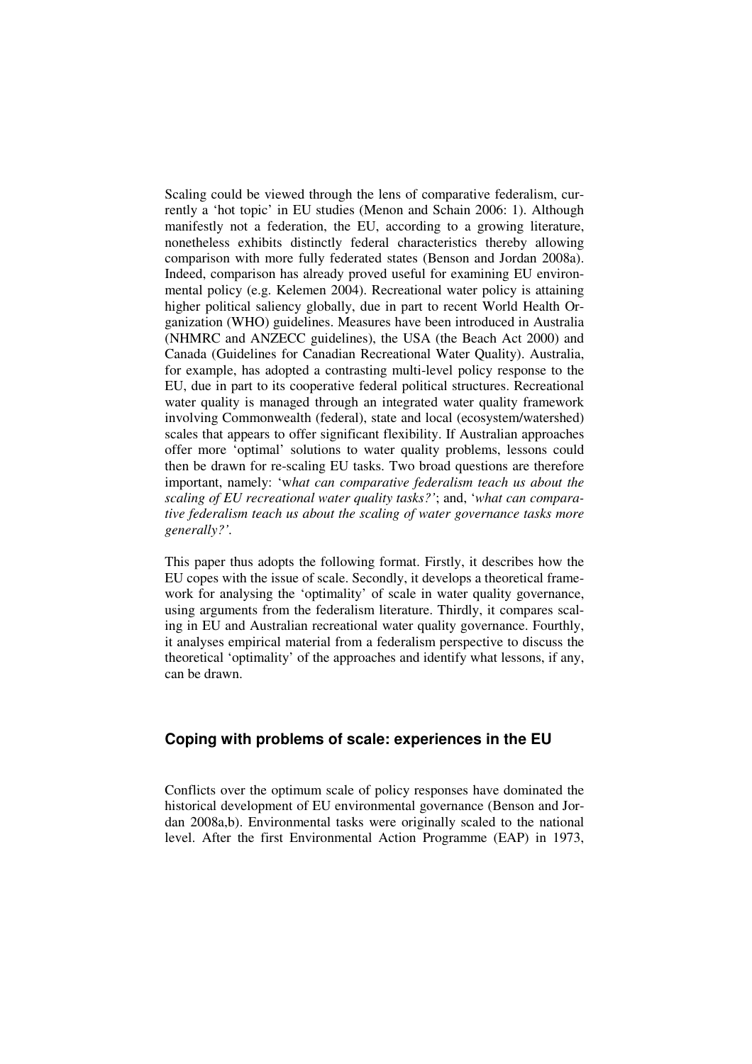Scaling could be viewed through the lens of comparative federalism, currently a 'hot topic' in EU studies (Menon and Schain 2006: 1). Although manifestly not a federation, the EU, according to a growing literature, nonetheless exhibits distinctly federal characteristics thereby allowing comparison with more fully federated states (Benson and Jordan 2008a). Indeed, comparison has already proved useful for examining EU environmental policy (e.g. Kelemen 2004). Recreational water policy is attaining higher political saliency globally, due in part to recent World Health Organization (WHO) guidelines. Measures have been introduced in Australia (NHMRC and ANZECC guidelines), the USA (the Beach Act 2000) and Canada (Guidelines for Canadian Recreational Water Quality). Australia, for example, has adopted a contrasting multi-level policy response to the EU, due in part to its cooperative federal political structures. Recreational water quality is managed through an integrated water quality framework involving Commonwealth (federal), state and local (ecosystem/watershed) scales that appears to offer significant flexibility. If Australian approaches offer more 'optimal' solutions to water quality problems, lessons could then be drawn for re-scaling EU tasks. Two broad questions are therefore important, namely: '*what can comparative federalism teach us about the scaling of EU recreational water quality tasks?*'; and, '*what can comparative federalism teach us about the scaling of water governance tasks more generally?*'.

This paper thus adopts the following format. Firstly, it describes how the EU copes with the issue of scale. Secondly, it develops a theoretical framework for analysing the 'optimality' of scale in water quality governance, using arguments from the federalism literature. Thirdly, it compares scaling in EU and Australian recreational water quality governance. Fourthly, it analyses empirical material from a federalism perspective to discuss the theoretical 'optimality' of the approaches and identify what lessons, if any, can be drawn.

## Coping with problems of scale: experiences in the EU

Conflicts over the optimum scale of policy responses have dominated the historical development of EU environmental governance (Benson and Jordan 2008a,b). Environmental tasks were originally scaled to the national level. After the first Environmental Action Programme (EAP) in 1973,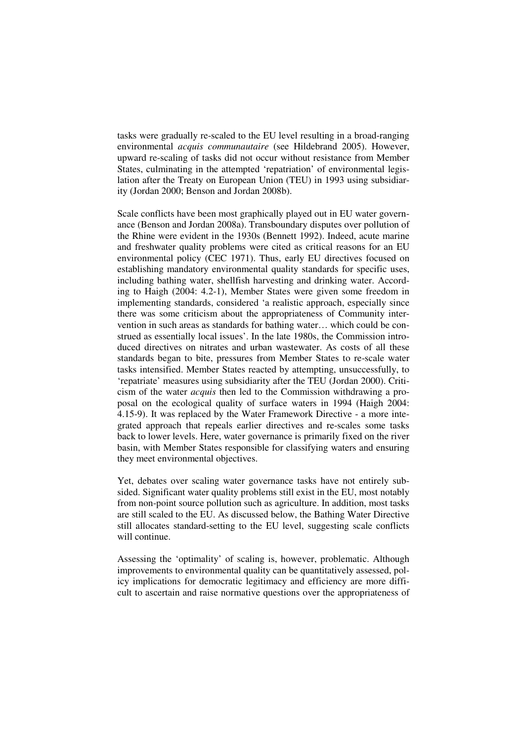tasks were gradually re-scaled to the EU level resulting in a broad-ranging environmental *acquis communautaire* (see Hildebrand 2005). However, upward re-scaling of tasks did not occur without resistance from Member States, culminating in the attempted 'repatriation' of environmental legislation after the Treaty on European Union (TEU) in 1993 using subsidiarity (Jordan 2000; Benson and Jordan 2008b).

Scale conflicts have been most graphically played out in EU water governance (Benson and Jordan 2008a). Transboundary disputes over pollution of the Rhine were evident in the 1930s (Bennett 1992). Indeed, acute marine and freshwater quality problems were cited as critical reasons for an EU environmental policy (CEC 1971). Thus, early EU directives focused on establishing mandatory environmental quality standards for specific uses, including bathing water, shellfish harvesting and drinking water. According to Haigh (2004: 4.2-1), Member States were given some freedom in implementing standards, considered 'a realistic approach, especially since there was some criticism about the appropriateness of Community intervention in such areas as standards for bathing water… which could be construed as essentially local issues'. In the late 1980s, the Commission introduced directives on nitrates and urban wastewater. As costs of all these standards began to bite, pressures from Member States to re-scale water tasks intensified. Member States reacted by attempting, unsuccessfully, to 'repatriate' measures using subsidiarity after the TEU (Jordan 2000). Criticism of the water *acquis* then led to the Commission withdrawing a proposal on the ecological quality of surface waters in 1994 (Haigh 2004: 4.15-9). It was replaced by the Water Framework Directive - a more integrated approach that repeals earlier directives and re-scales some tasks back to lower levels. Here, water governance is primarily fixed on the river basin, with Member States responsible for classifying waters and ensuring they meet environmental objectives.

Yet, debates over scaling water governance tasks have not entirely subsided. Significant water quality problems still exist in the EU, most notably from non-point source pollution such as agriculture. In addition, most tasks are still scaled to the EU. As discussed below, the Bathing Water Directive still allocates standard-setting to the EU level, suggesting scale conflicts will continue.

Assessing the 'optimality' of scaling is, however, problematic. Although improvements to environmental quality can be quantitatively assessed, policy implications for democratic legitimacy and efficiency are more difficult to ascertain and raise normative questions over the appropriateness of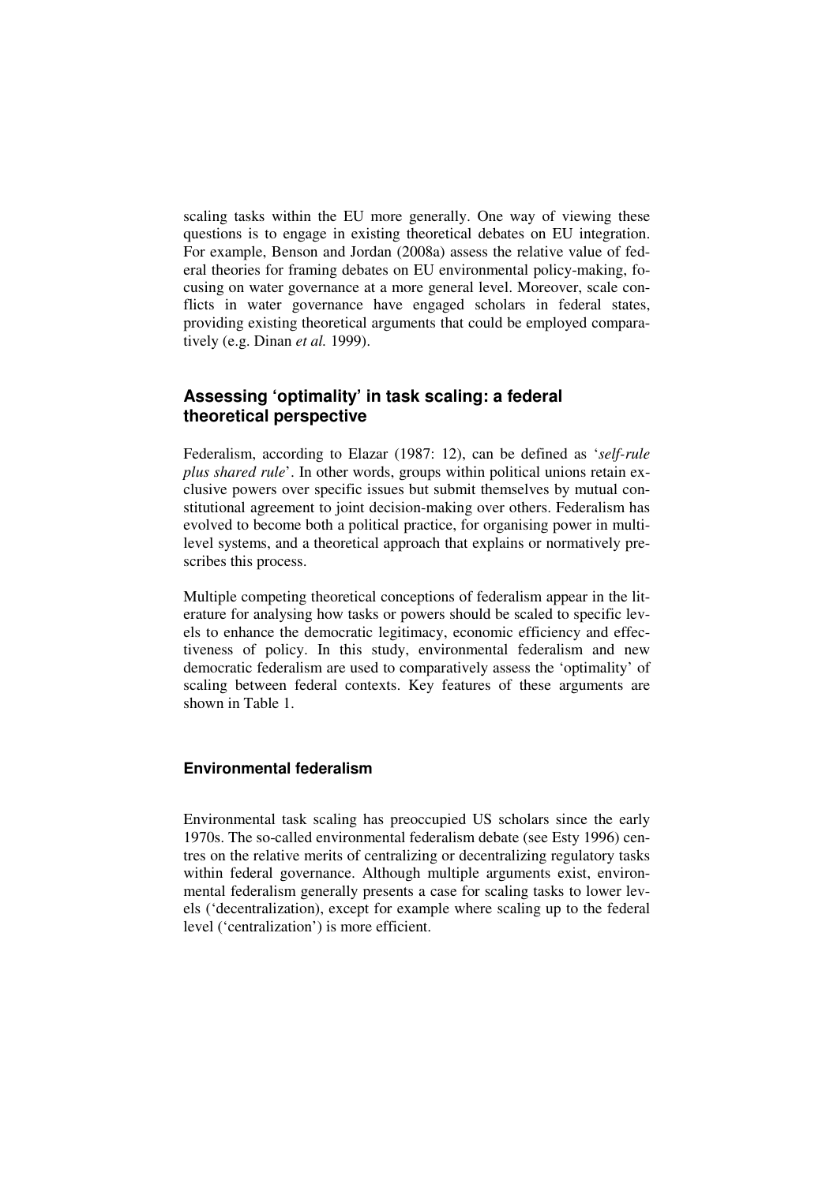scaling tasks within the EU more generally. One way of viewing these questions is to engage in existing theoretical debates on EU integration. For example, Benson and Jordan (2008a) assess the relative value of federal theories for framing debates on EU environmental policy-making, focusing on water governance at a more general level. Moreover, scale conflicts in water governance have engaged scholars in federal states, providing existing theoretical arguments that could be employed comparatively (e.g. Dinan *et al.* 1999).

## Assessing 'optimality' in task scaling: a federal theoretical perspective

Federalism, according to Elazar (1987: 12), can be defined as '*self-rule plus shared rule*'. In other words, groups within political unions retain exclusive powers over specific issues but submit themselves by mutual constitutional agreement to joint decision-making over others. Federalism has evolved to become both a political practice, for organising power in multi-level systems, and a theoretical approach that explains or normatively prescribes this process.

Multiple competing theoretical conceptions of federalism appear in the literature for analysing how tasks or powers should be scaled to specific levels to enhance the democratic legitimacy, economic efficiency and effectiveness of policy. In this study, environmental federalism and new democratic federalism are used to comparatively assess the 'optimality' of scaling between federal contexts. Key features of these arguments are shown in Table 1.

### Environmental federalism

Environmental task scaling has preoccupied US scholars since the early 1970s. The so-called environmental federalism debate (see Esty 1996) centres on the relative merits of centralizing or decentralizing regulatory tasks within federal governance. Although multiple arguments exist, environmental federalism generally presents a case for scaling tasks to lower levels ('decentralization'), except for example where scaling up to the federal level ('centralization') is more efficient.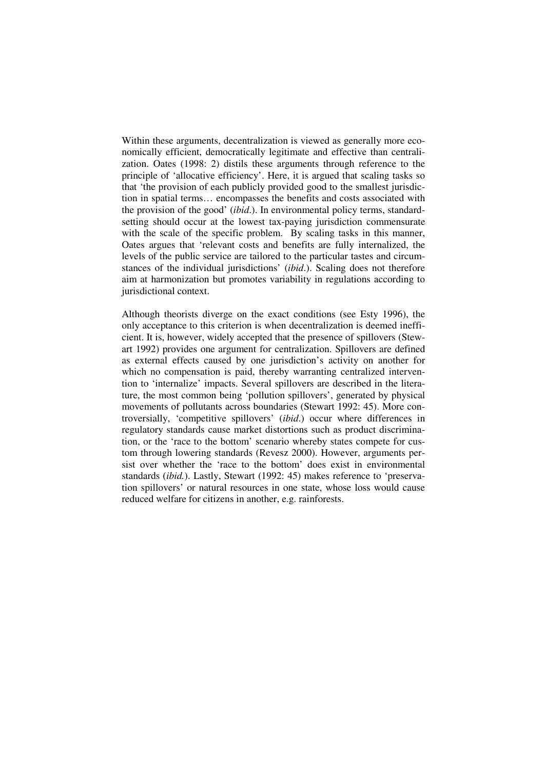Within these arguments, decentralization is viewed as generally more economically efficient, democratically legitimate and effective than centralization. Oates (1998: 2) distils these arguments through reference to the principle of 'allocative efficiency'. Here, it is argued that scaling tasks so that 'the provision of each publicly provided good to the smallest jurisdiction in spatial terms… encompasses the benefits and costs associated with the provision of the good' (*ibid*.). In environmental policy terms, standard-setting should occur at the lowest tax-paying jurisdiction commensurate with the scale of the specific problem. By scaling tasks in this manner, Oates argues that 'relevant costs and benefits are fully internalized, the levels of the public service are tailored to the particular tastes and circumstances of the individual jurisdictions' (*ibid*.). Scaling does not therefore aim at harmonization but promotes variability in regulations according to jurisdictional context.

Although theorists diverge on the exact conditions (see Esty 1996), the only acceptance to this criterion is when decentralization is deemed inefficient. It is, however, widely accepted that the presence of spillovers (Stewart 1992) provides one argument for centralization. Spillovers are defined as external effects caused by one jurisdiction's activity on another for which no compensation is paid, thereby warranting centralized intervention to 'internalize' impacts. Several spillovers are described in the literature, the most common being 'pollution spillovers', generated by physical movements of pollutants across boundaries (Stewart 1992: 45). More controversially, 'competitive spillovers' (*ibid*.) occur where differences in regulatory standards cause market distortions such as product discrimination, or the 'race to the bottom' scenario whereby states compete for custom through lowering standards (Revesz 2000). However, arguments persist over whether the 'race to the bottom' does exist in environmental standards (*ibid.*). Lastly, Stewart (1992: 45) makes reference to 'preservation spillovers' or natural resources in one state, whose loss would cause reduced welfare for citizens in another, e.g. rainforests.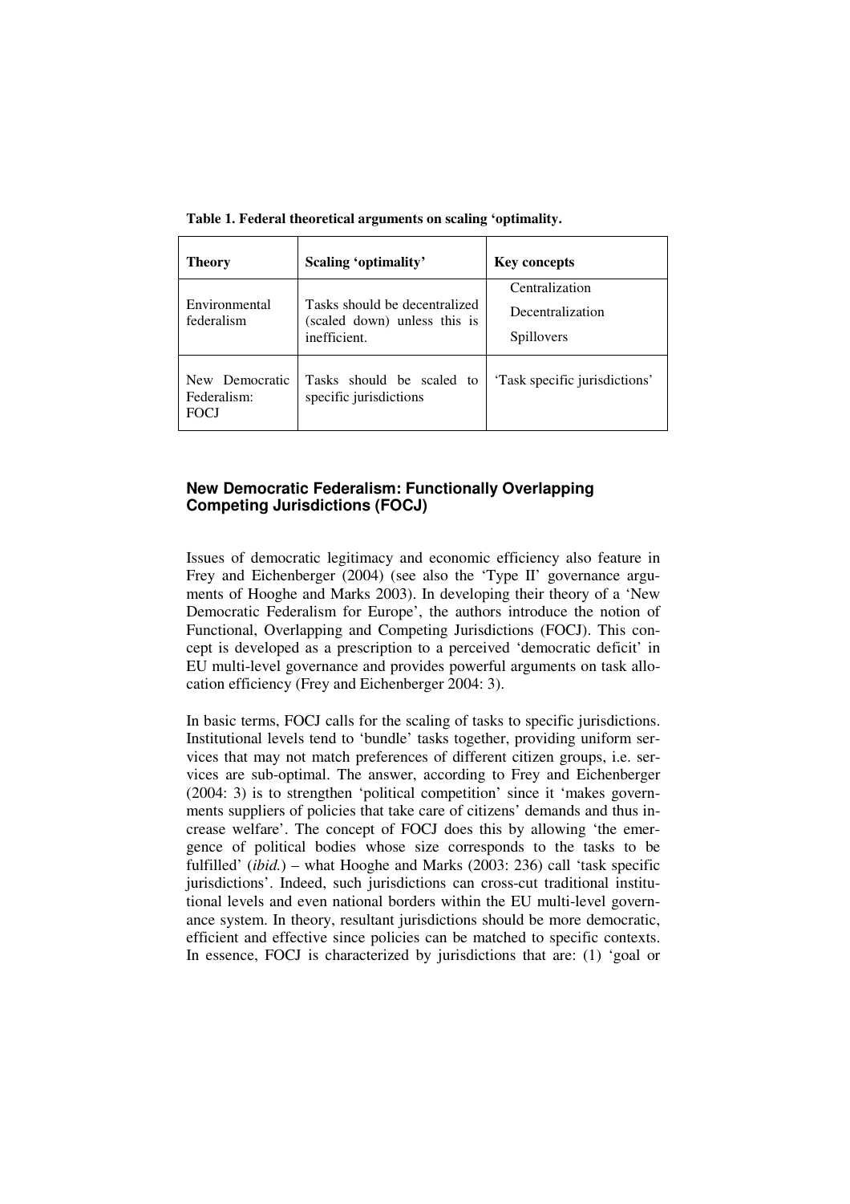**Table 1. Federal theoretical arguments on scaling 'optimality.**

| Theory | Scaling 'optimality' | Key concepts |
|---|---|---|
| Environmental federalism | Tasks should be decentralized (scaled down) unless this is inefficient. | Centralization<br>Decentralization<br>Spillovers |
| New Democratic Federalism: FOCJ | Tasks should be scaled to specific jurisdictions | 'Task specific jurisdictions' |

### New Democratic Federalism: Functionally Overlapping Competing Jurisdictions (FOCJ)

Issues of democratic legitimacy and economic efficiency also feature in Frey and Eichenberger (2004) (see also the 'Type II' governance arguments of Hooghe and Marks 2003). In developing their theory of a 'New Democratic Federalism for Europe', the authors introduce the notion of Functional, Overlapping and Competing Jurisdictions (FOCJ). This concept is developed as a prescription to a perceived 'democratic deficit' in EU multi-level governance and provides powerful arguments on task allocation efficiency (Frey and Eichenberger 2004: 3).

In basic terms, FOCJ calls for the scaling of tasks to specific jurisdictions. Institutional levels tend to 'bundle' tasks together, providing uniform services that may not match preferences of different citizen groups, i.e. services are sub-optimal. The answer, according to Frey and Eichenberger (2004: 3) is to strengthen 'political competition' since it 'makes governments suppliers of policies that take care of citizens' demands and thus increase welfare'. The concept of FOCJ does this by allowing 'the emergence of political bodies whose size corresponds to the tasks to be fulfilled' (*ibid.*) – what Hooghe and Marks (2003: 236) call 'task specific jurisdictions'. Indeed, such jurisdictions can cross-cut traditional institutional levels and even national borders within the EU multi-level governance system. In theory, resultant jurisdictions should be more democratic, efficient and effective since policies can be matched to specific contexts. In essence, FOCJ is characterized by jurisdictions that are: (1) 'goal or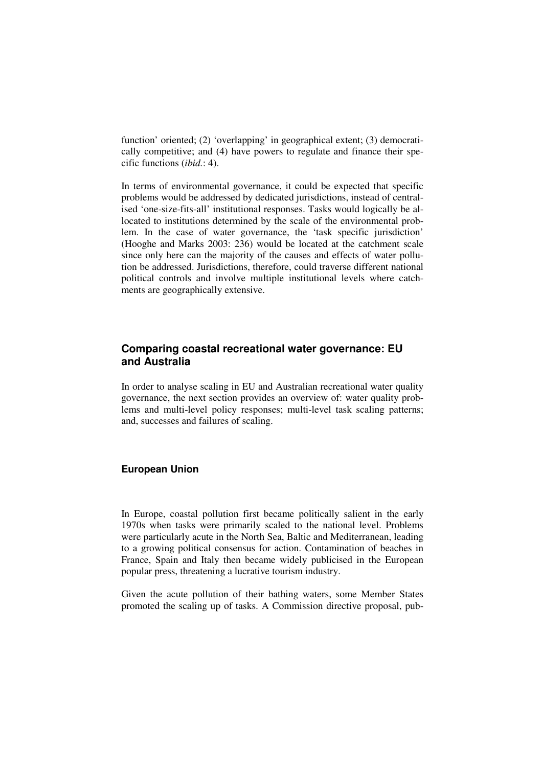function' oriented; (2) 'overlapping' in geographical extent; (3) democratically competitive; and (4) have powers to regulate and finance their specific functions (*ibid.*: 4).

In terms of environmental governance, it could be expected that specific problems would be addressed by dedicated jurisdictions, instead of centralised 'one-size-fits-all' institutional responses. Tasks would logically be allocated to institutions determined by the scale of the environmental problem. In the case of water governance, the 'task specific jurisdiction' (Hooghe and Marks 2003: 236) would be located at the catchment scale since only here can the majority of the causes and effects of water pollution be addressed. Jurisdictions, therefore, could traverse different national political controls and involve multiple institutional levels where catchments are geographically extensive.

## Comparing coastal recreational water governance: EU and Australia

In order to analyse scaling in EU and Australian recreational water quality governance, the next section provides an overview of: water quality problems and multi-level policy responses; multi-level task scaling patterns; and, successes and failures of scaling.

### European Union

In Europe, coastal pollution first became politically salient in the early 1970s when tasks were primarily scaled to the national level. Problems were particularly acute in the North Sea, Baltic and Mediterranean, leading to a growing political consensus for action. Contamination of beaches in France, Spain and Italy then became widely publicised in the European popular press, threatening a lucrative tourism industry.

Given the acute pollution of their bathing waters, some Member States promoted the scaling up of tasks. A Commission directive proposal, pub-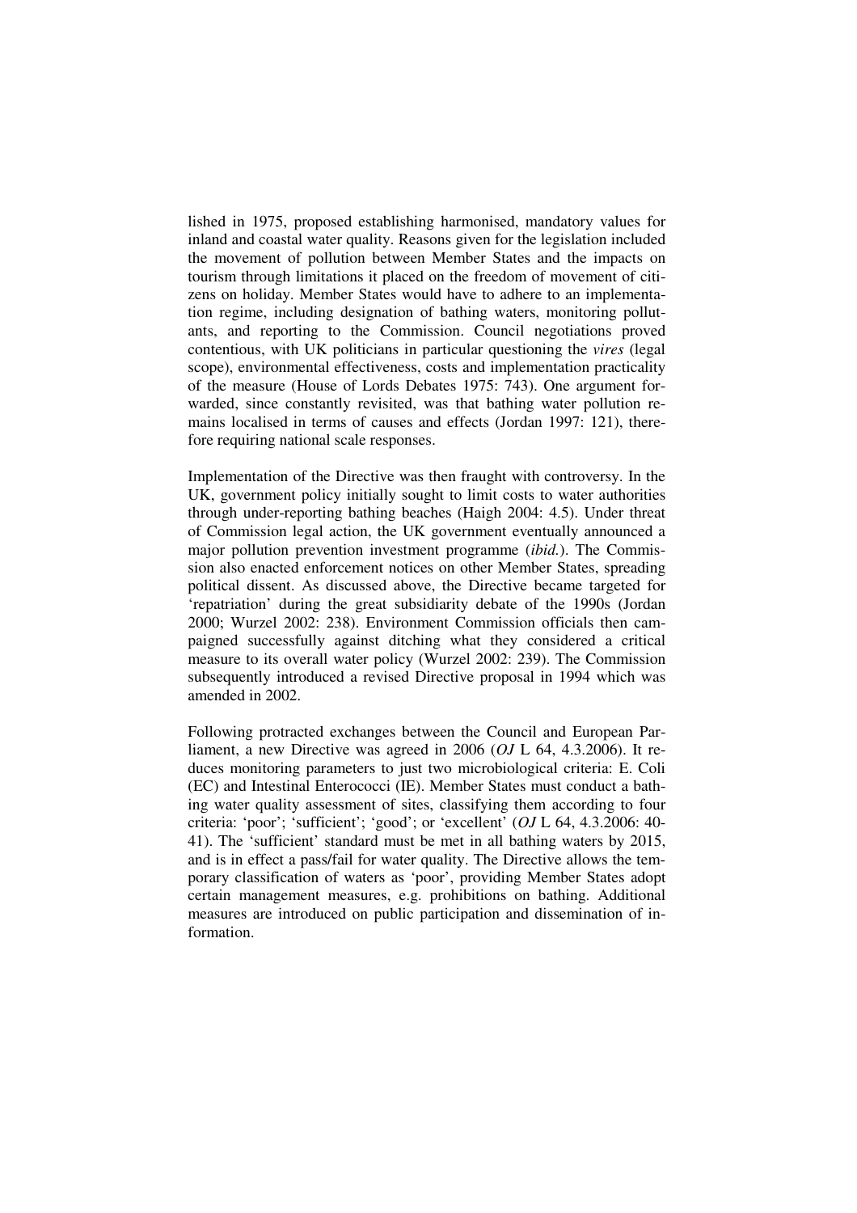lished in 1975, proposed establishing harmonised, mandatory values for inland and coastal water quality. Reasons given for the legislation included the movement of pollution between Member States and the impacts on tourism through limitations it placed on the freedom of movement of citizens on holiday. Member States would have to adhere to an implementation regime, including designation of bathing waters, monitoring pollutants, and reporting to the Commission. Council negotiations proved contentious, with UK politicians in particular questioning the *vires* (legal scope), environmental effectiveness, costs and implementation practicality of the measure (House of Lords Debates 1975: 743). One argument forwarded, since constantly revisited, was that bathing water pollution remains localised in terms of causes and effects (Jordan 1997: 121), therefore requiring national scale responses.

Implementation of the Directive was then fraught with controversy. In the UK, government policy initially sought to limit costs to water authorities through under-reporting bathing beaches (Haigh 2004: 4.5). Under threat of Commission legal action, the UK government eventually announced a major pollution prevention investment programme (*ibid.*). The Commission also enacted enforcement notices on other Member States, spreading political dissent. As discussed above, the Directive became targeted for 'repatriation' during the great subsidiarity debate of the 1990s (Jordan 2000; Wurzel 2002: 238). Environment Commission officials then campaigned successfully against ditching what they considered a critical measure to its overall water policy (Wurzel 2002: 239). The Commission subsequently introduced a revised Directive proposal in 1994 which was amended in 2002.

Following protracted exchanges between the Council and European Parliament, a new Directive was agreed in 2006 (*OJ* L 64, 4.3.2006). It reduces monitoring parameters to just two microbiological criteria: E. Coli (EC) and Intestinal Enterococci (IE). Member States must conduct a bathing water quality assessment of sites, classifying them according to four criteria: 'poor'; 'sufficient'; 'good'; or 'excellent' (*OJ* L 64, 4.3.2006: 40-41). The 'sufficient' standard must be met in all bathing waters by 2015, and is in effect a pass/fail for water quality. The Directive allows the temporary classification of waters as 'poor', providing Member States adopt certain management measures, e.g. prohibitions on bathing. Additional measures are introduced on public participation and dissemination of information.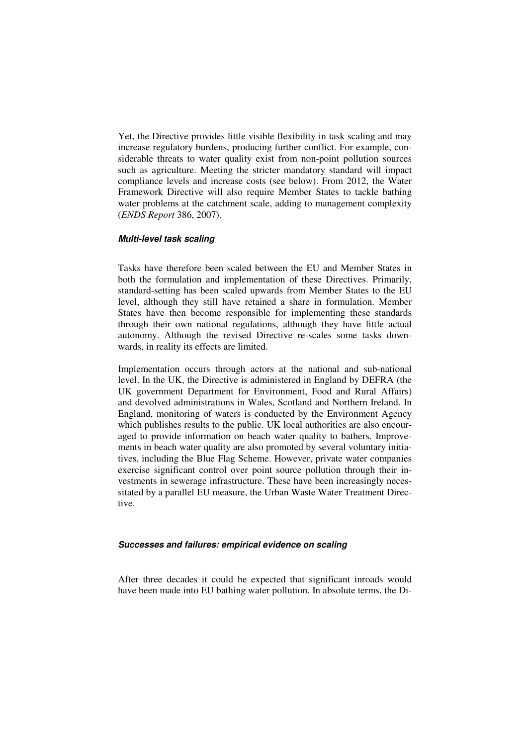Yet, the Directive provides little visible flexibility in task scaling and may increase regulatory burdens, producing further conflict. For example, considerable threats to water quality exist from non-point pollution sources such as agriculture. Meeting the stricter mandatory standard will impact compliance levels and increase costs (see below). From 2012, the Water Framework Directive will also require Member States to tackle bathing water problems at the catchment scale, adding to management complexity (*ENDS Report* 386, 2007).

### *Multi-level task scaling*

Tasks have therefore been scaled between the EU and Member States in both the formulation and implementation of these Directives. Primarily, standard-setting has been scaled upwards from Member States to the EU level, although they still have retained a share in formulation. Member States have then become responsible for implementing these standards through their own national regulations, although they have little actual autonomy. Although the revised Directive re-scales some tasks downwards, in reality its effects are limited.

Implementation occurs through actors at the national and sub-national level. In the UK, the Directive is administered in England by DEFRA (the UK government Department for Environment, Food and Rural Affairs) and devolved administrations in Wales, Scotland and Northern Ireland. In England, monitoring of waters is conducted by the Environment Agency which publishes results to the public. UK local authorities are also encouraged to provide information on beach water quality to bathers. Improvements in beach water quality are also promoted by several voluntary initiatives, including the Blue Flag Scheme. However, private water companies exercise significant control over point source pollution through their investments in sewerage infrastructure. These have been increasingly necessitated by a parallel EU measure, the Urban Waste Water Treatment Directive.

### *Successes and failures: empirical evidence on scaling*

After three decades it could be expected that significant inroads would have been made into EU bathing water pollution. In absolute terms, the Di-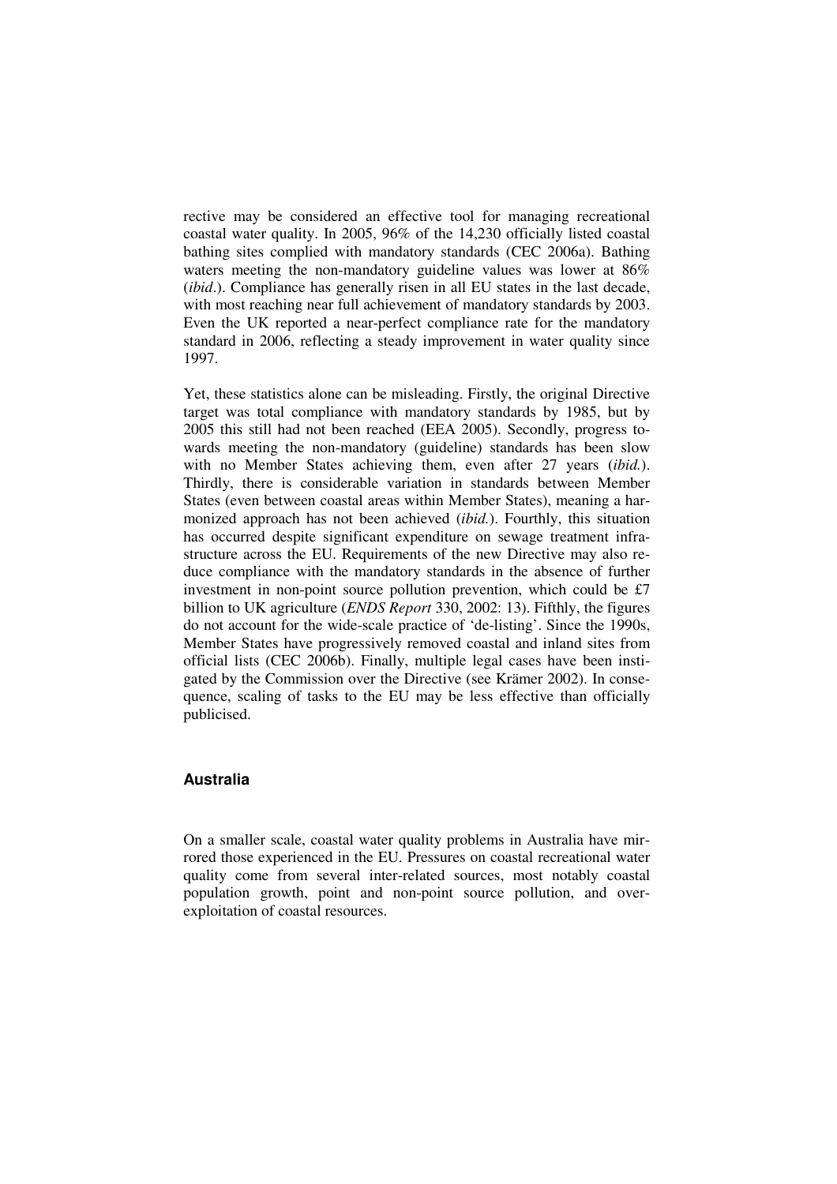rective may be considered an effective tool for managing recreational coastal water quality. In 2005, 96% of the 14,230 officially listed coastal bathing sites complied with mandatory standards (CEC 2006a). Bathing waters meeting the non-mandatory guideline values was lower at 86% (*ibid*.). Compliance has generally risen in all EU states in the last decade, with most reaching near full achievement of mandatory standards by 2003. Even the UK reported a near-perfect compliance rate for the mandatory standard in 2006, reflecting a steady improvement in water quality since 1997.

Yet, these statistics alone can be misleading. Firstly, the original Directive target was total compliance with mandatory standards by 1985, but by 2005 this still had not been reached (EEA 2005). Secondly, progress towards meeting the non-mandatory (guideline) standards has been slow with no Member States achieving them, even after 27 years (*ibid.*). Thirdly, there is considerable variation in standards between Member States (even between coastal areas within Member States), meaning a harmonized approach has not been achieved (*ibid.*). Fourthly, this situation has occurred despite significant expenditure on sewage treatment infrastructure across the EU. Requirements of the new Directive may also reduce compliance with the mandatory standards in the absence of further investment in non-point source pollution prevention, which could be £7 billion to UK agriculture (*ENDS Report* 330, 2002: 13). Fifthly, the figures do not account for the wide-scale practice of 'de-listing'. Since the 1990s, Member States have progressively removed coastal and inland sites from official lists (CEC 2006b). Finally, multiple legal cases have been instigated by the Commission over the Directive (see Krämer 2002). In consequence, scaling of tasks to the EU may be less effective than officially publicised.

### Australia

On a smaller scale, coastal water quality problems in Australia have mirrored those experienced in the EU. Pressures on coastal recreational water quality come from several inter-related sources, most notably coastal population growth, point and non-point source pollution, and over-exploitation of coastal resources.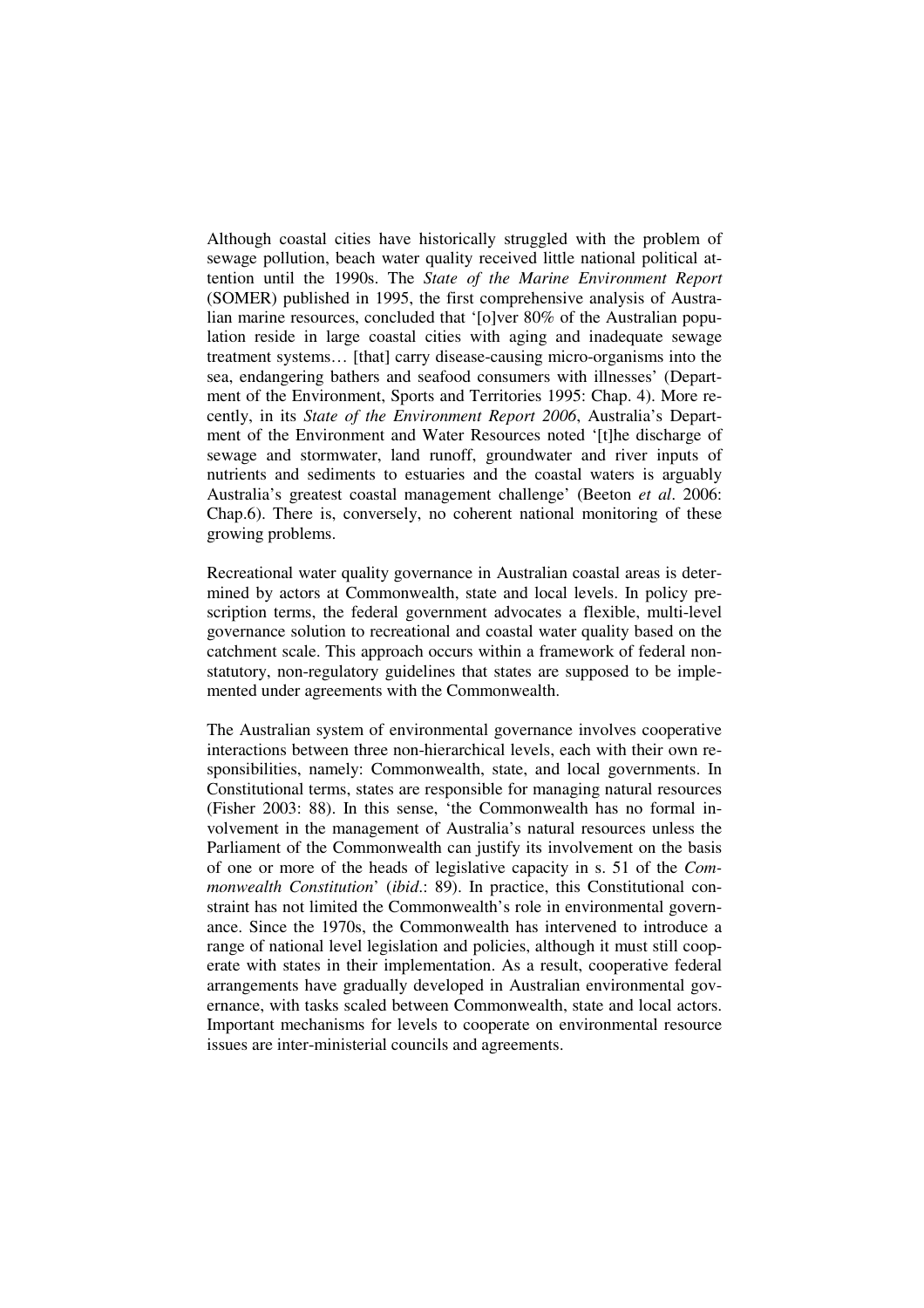Although coastal cities have historically struggled with the problem of sewage pollution, beach water quality received little national political attention until the 1990s. The *State of the Marine Environment Report* (SOMER) published in 1995, the first comprehensive analysis of Australian marine resources, concluded that '[o]ver 80% of the Australian population reside in large coastal cities with aging and inadequate sewage treatment systems… [that] carry disease-causing micro-organisms into the sea, endangering bathers and seafood consumers with illnesses' (Department of the Environment, Sports and Territories 1995: Chap. 4). More recently, in its *State of the Environment Report 2006*, Australia's Department of the Environment and Water Resources noted '[t]he discharge of sewage and stormwater, land runoff, groundwater and river inputs of nutrients and sediments to estuaries and the coastal waters is arguably Australia's greatest coastal management challenge' (Beeton *et al*. 2006: Chap.6). There is, conversely, no coherent national monitoring of these growing problems.

Recreational water quality governance in Australian coastal areas is determined by actors at Commonwealth, state and local levels. In policy prescription terms, the federal government advocates a flexible, multi-level governance solution to recreational and coastal water quality based on the catchment scale. This approach occurs within a framework of federal non-statutory, non-regulatory guidelines that states are supposed to be implemented under agreements with the Commonwealth.

The Australian system of environmental governance involves cooperative interactions between three non-hierarchical levels, each with their own responsibilities, namely: Commonwealth, state, and local governments. In Constitutional terms, states are responsible for managing natural resources (Fisher 2003: 88). In this sense, 'the Commonwealth has no formal involvement in the management of Australia's natural resources unless the Parliament of the Commonwealth can justify its involvement on the basis of one or more of the heads of legislative capacity in s. 51 of the *Commonwealth Constitution*' (*ibid*.: 89). In practice, this Constitutional constraint has not limited the Commonwealth's role in environmental governance. Since the 1970s, the Commonwealth has intervened to introduce a range of national level legislation and policies, although it must still cooperate with states in their implementation. As a result, cooperative federal arrangements have gradually developed in Australian environmental governance, with tasks scaled between Commonwealth, state and local actors. Important mechanisms for levels to cooperate on environmental resource issues are inter-ministerial councils and agreements.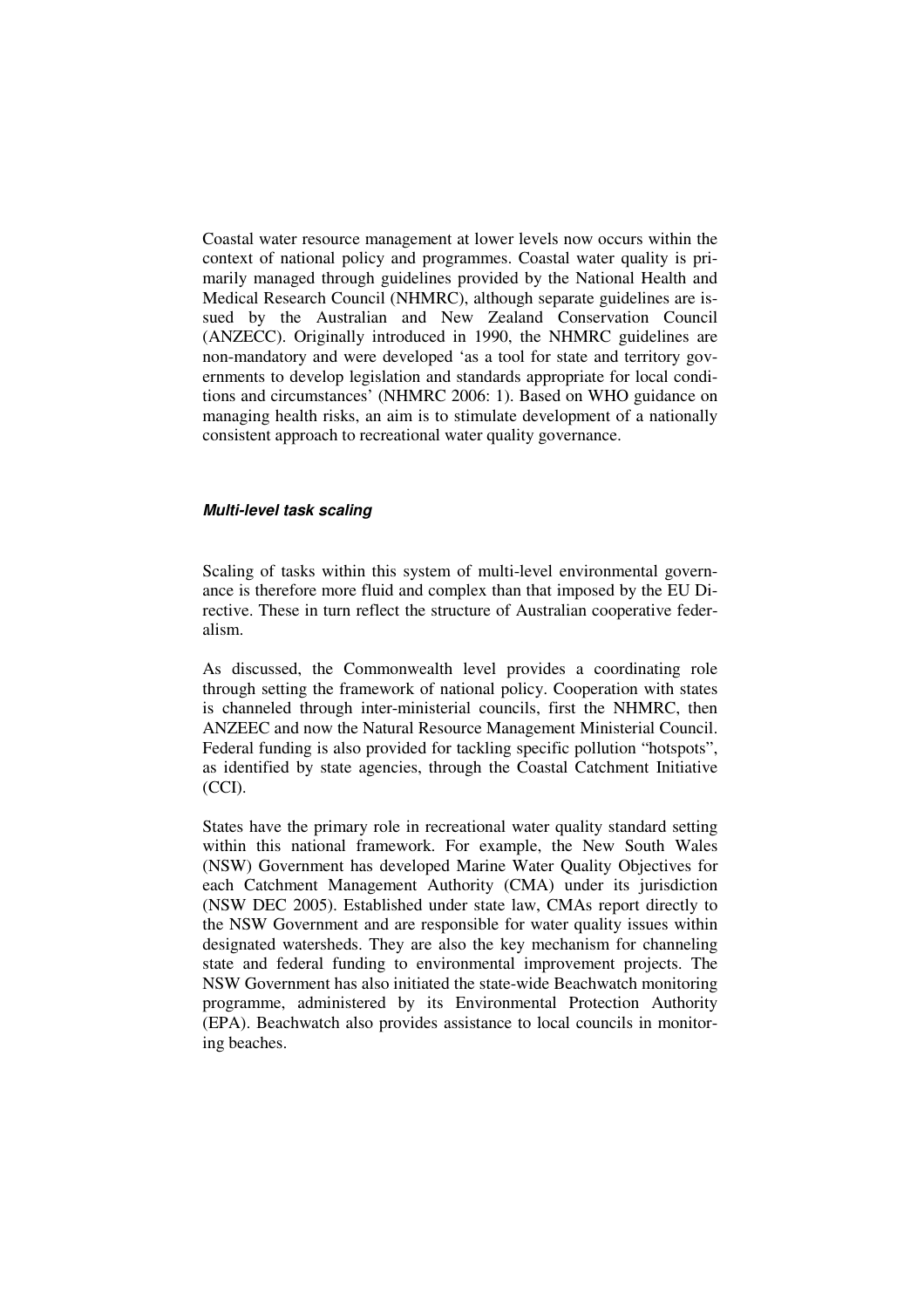Coastal water resource management at lower levels now occurs within the context of national policy and programmes. Coastal water quality is primarily managed through guidelines provided by the National Health and Medical Research Council (NHMRC), although separate guidelines are issued by the Australian and New Zealand Conservation Council (ANZECC). Originally introduced in 1990, the NHMRC guidelines are non-mandatory and were developed 'as a tool for state and territory governments to develop legislation and standards appropriate for local conditions and circumstances' (NHMRC 2006: 1). Based on WHO guidance on managing health risks, an aim is to stimulate development of a nationally consistent approach to recreational water quality governance.

### *Multi-level task scaling*

Scaling of tasks within this system of multi-level environmental governance is therefore more fluid and complex than that imposed by the EU Directive. These in turn reflect the structure of Australian cooperative federalism.

As discussed, the Commonwealth level provides a coordinating role through setting the framework of national policy. Cooperation with states is channeled through inter-ministerial councils, first the NHMRC, then ANZEEC and now the Natural Resource Management Ministerial Council. Federal funding is also provided for tackling specific pollution "hotspots", as identified by state agencies, through the Coastal Catchment Initiative (CCI).

States have the primary role in recreational water quality standard setting within this national framework. For example, the New South Wales (NSW) Government has developed Marine Water Quality Objectives for each Catchment Management Authority (CMA) under its jurisdiction (NSW DEC 2005). Established under state law, CMAs report directly to the NSW Government and are responsible for water quality issues within designated watersheds. They are also the key mechanism for channeling state and federal funding to environmental improvement projects. The NSW Government has also initiated the state-wide Beachwatch monitoring programme, administered by its Environmental Protection Authority (EPA). Beachwatch also provides assistance to local councils in monitoring beaches.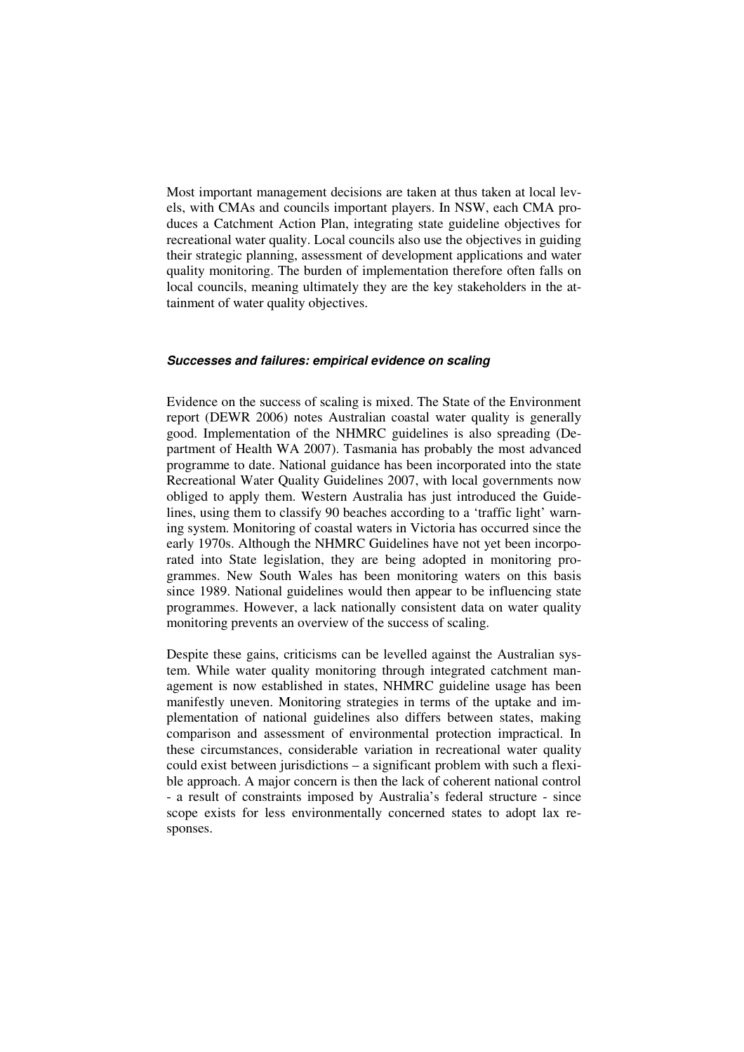Most important management decisions are taken at thus taken at local levels, with CMAs and councils important players. In NSW, each CMA produces a Catchment Action Plan, integrating state guideline objectives for recreational water quality. Local councils also use the objectives in guiding their strategic planning, assessment of development applications and water quality monitoring. The burden of implementation therefore often falls on local councils, meaning ultimately they are the key stakeholders in the attainment of water quality objectives.

### *Successes and failures: empirical evidence on scaling*

Evidence on the success of scaling is mixed. The State of the Environment report (DEWR 2006) notes Australian coastal water quality is generally good. Implementation of the NHMRC guidelines is also spreading (Department of Health WA 2007). Tasmania has probably the most advanced programme to date. National guidance has been incorporated into the state Recreational Water Quality Guidelines 2007, with local governments now obliged to apply them. Western Australia has just introduced the Guidelines, using them to classify 90 beaches according to a 'traffic light' warning system. Monitoring of coastal waters in Victoria has occurred since the early 1970s. Although the NHMRC Guidelines have not yet been incorporated into State legislation, they are being adopted in monitoring programmes. New South Wales has been monitoring waters on this basis since 1989. National guidelines would then appear to be influencing state programmes. However, a lack nationally consistent data on water quality monitoring prevents an overview of the success of scaling.

Despite these gains, criticisms can be levelled against the Australian system. While water quality monitoring through integrated catchment management is now established in states, NHMRC guideline usage has been manifestly uneven. Monitoring strategies in terms of the uptake and implementation of national guidelines also differs between states, making comparison and assessment of environmental protection impractical. In these circumstances, considerable variation in recreational water quality could exist between jurisdictions – a significant problem with such a flexible approach. A major concern is then the lack of coherent national control - a result of constraints imposed by Australia's federal structure - since scope exists for less environmentally concerned states to adopt lax responses.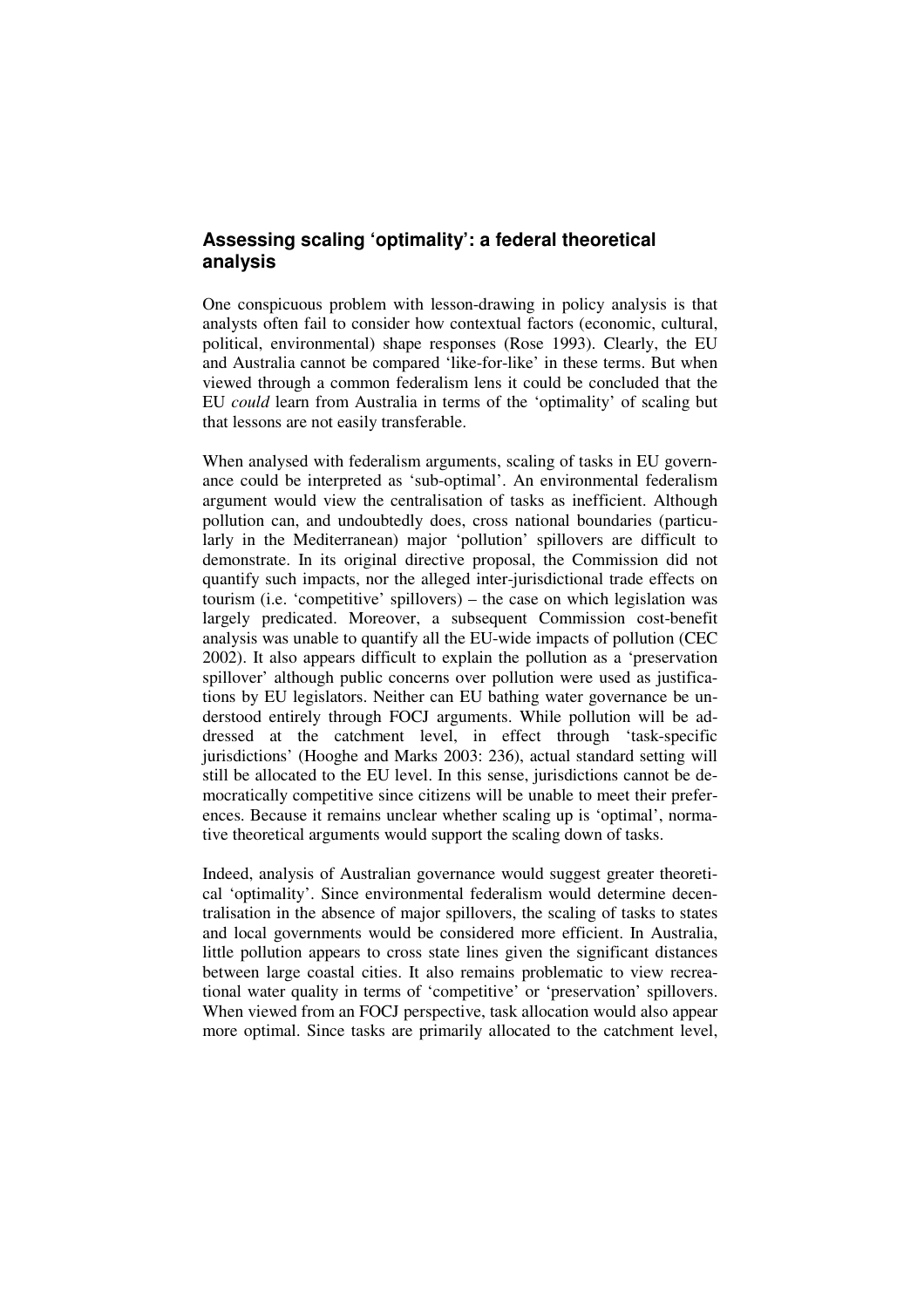## Assessing scaling 'optimality': a federal theoretical analysis

One conspicuous problem with lesson-drawing in policy analysis is that analysts often fail to consider how contextual factors (economic, cultural, political, environmental) shape responses (Rose 1993). Clearly, the EU and Australia cannot be compared 'like-for-like' in these terms. But when viewed through a common federalism lens it could be concluded that the EU *could* learn from Australia in terms of the 'optimality' of scaling but that lessons are not easily transferable.

When analysed with federalism arguments, scaling of tasks in EU governance could be interpreted as 'sub-optimal'. An environmental federalism argument would view the centralisation of tasks as inefficient. Although pollution can, and undoubtedly does, cross national boundaries (particularly in the Mediterranean) major 'pollution' spillovers are difficult to demonstrate. In its original directive proposal, the Commission did not quantify such impacts, nor the alleged inter-jurisdictional trade effects on tourism (i.e. 'competitive' spillovers) – the case on which legislation was largely predicated. Moreover, a subsequent Commission cost-benefit analysis was unable to quantify all the EU-wide impacts of pollution (CEC 2002). It also appears difficult to explain the pollution as a 'preservation spillover' although public concerns over pollution were used as justifications by EU legislators. Neither can EU bathing water governance be understood entirely through FOCJ arguments. While pollution will be addressed at the catchment level, in effect through 'task-specific jurisdictions' (Hooghe and Marks 2003: 236), actual standard setting will still be allocated to the EU level. In this sense, jurisdictions cannot be democratically competitive since citizens will be unable to meet their preferences. Because it remains unclear whether scaling up is 'optimal', normative theoretical arguments would support the scaling down of tasks.

Indeed, analysis of Australian governance would suggest greater theoretical 'optimality'. Since environmental federalism would determine decentralisation in the absence of major spillovers, the scaling of tasks to states and local governments would be considered more efficient. In Australia, little pollution appears to cross state lines given the significant distances between large coastal cities. It also remains problematic to view recreational water quality in terms of 'competitive' or 'preservation' spillovers. When viewed from an FOCJ perspective, task allocation would also appear more optimal. Since tasks are primarily allocated to the catchment level,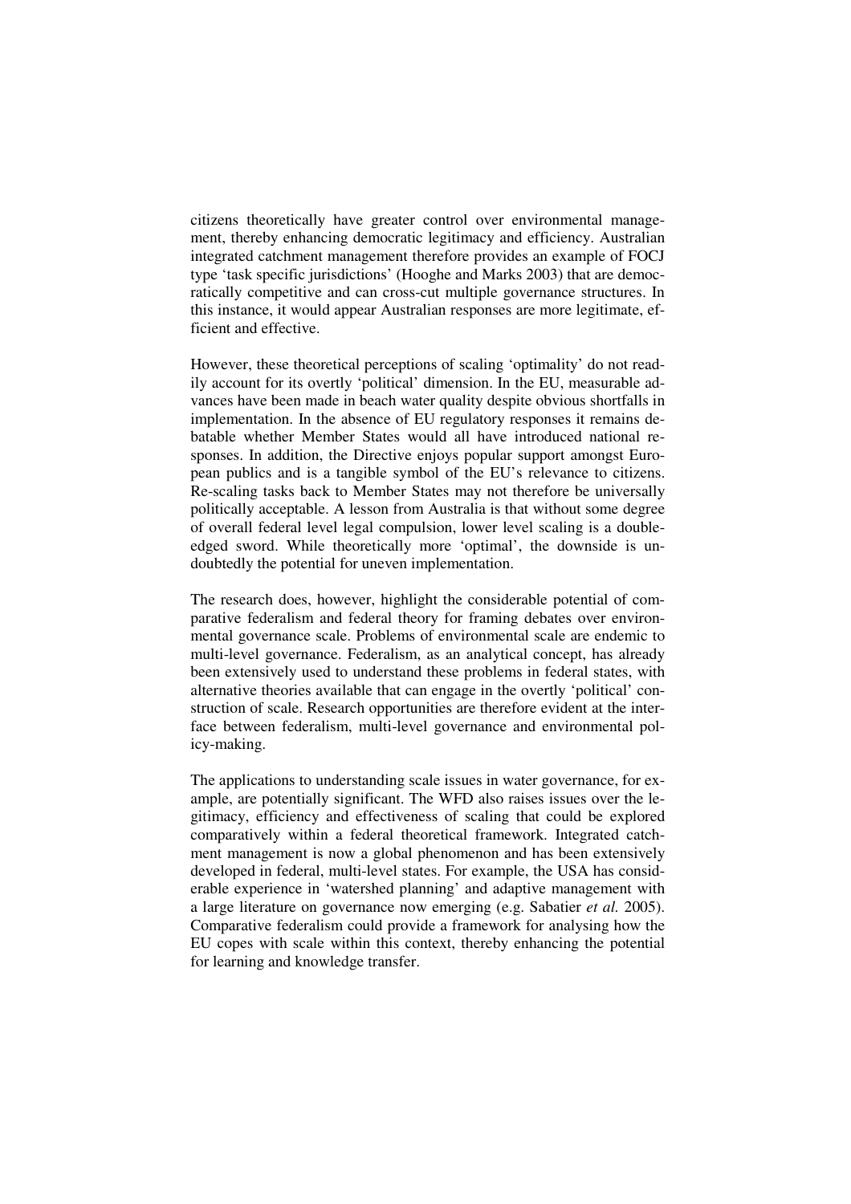citizens theoretically have greater control over environmental management, thereby enhancing democratic legitimacy and efficiency. Australian integrated catchment management therefore provides an example of FOCJ type 'task specific jurisdictions' (Hooghe and Marks 2003) that are democratically competitive and can cross-cut multiple governance structures. In this instance, it would appear Australian responses are more legitimate, efficient and effective.

However, these theoretical perceptions of scaling 'optimality' do not readily account for its overtly 'political' dimension. In the EU, measurable advances have been made in beach water quality despite obvious shortfalls in implementation. In the absence of EU regulatory responses it remains debatable whether Member States would all have introduced national responses. In addition, the Directive enjoys popular support amongst European publics and is a tangible symbol of the EU's relevance to citizens. Re-scaling tasks back to Member States may not therefore be universally politically acceptable. A lesson from Australia is that without some degree of overall federal level legal compulsion, lower level scaling is a double-edged sword. While theoretically more 'optimal', the downside is undoubtedly the potential for uneven implementation.

The research does, however, highlight the considerable potential of comparative federalism and federal theory for framing debates over environmental governance scale. Problems of environmental scale are endemic to multi-level governance. Federalism, as an analytical concept, has already been extensively used to understand these problems in federal states, with alternative theories available that can engage in the overtly 'political' construction of scale. Research opportunities are therefore evident at the interface between federalism, multi-level governance and environmental policy-making.

The applications to understanding scale issues in water governance, for example, are potentially significant. The WFD also raises issues over the legitimacy, efficiency and effectiveness of scaling that could be explored comparatively within a federal theoretical framework. Integrated catchment management is now a global phenomenon and has been extensively developed in federal, multi-level states. For example, the USA has considerable experience in 'watershed planning' and adaptive management with a large literature on governance now emerging (e.g. Sabatier *et al.* 2005). Comparative federalism could provide a framework for analysing how the EU copes with scale within this context, thereby enhancing the potential for learning and knowledge transfer.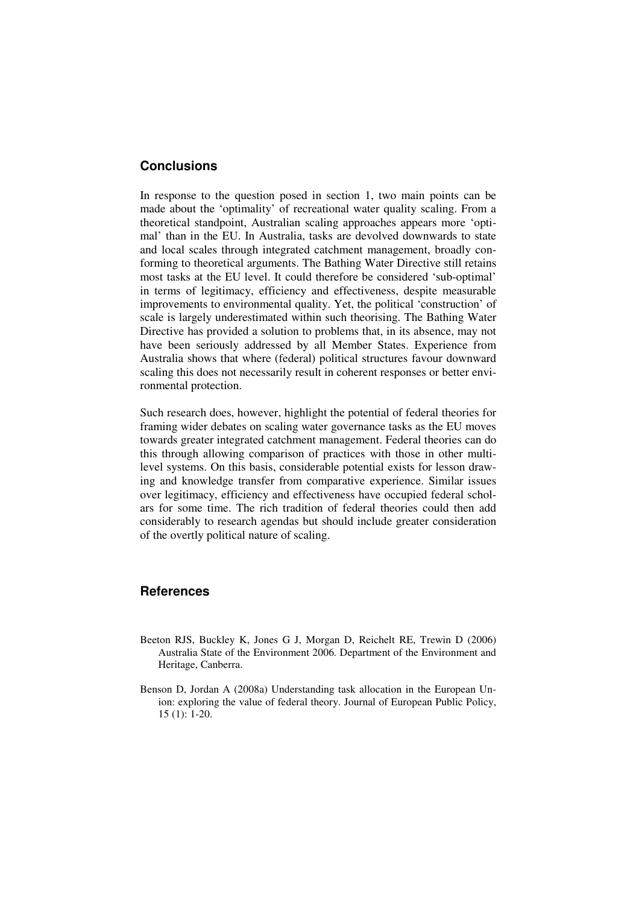## Conclusions

In response to the question posed in section 1, two main points can be made about the 'optimality' of recreational water quality scaling. From a theoretical standpoint, Australian scaling approaches appears more 'optimal' than in the EU. In Australia, tasks are devolved downwards to state and local scales through integrated catchment management, broadly conforming to theoretical arguments. The Bathing Water Directive still retains most tasks at the EU level. It could therefore be considered 'sub-optimal' in terms of legitimacy, efficiency and effectiveness, despite measurable improvements to environmental quality. Yet, the political 'construction' of scale is largely underestimated within such theorising. The Bathing Water Directive has provided a solution to problems that, in its absence, may not have been seriously addressed by all Member States. Experience from Australia shows that where (federal) political structures favour downward scaling this does not necessarily result in coherent responses or better environmental protection.

Such research does, however, highlight the potential of federal theories for framing wider debates on scaling water governance tasks as the EU moves towards greater integrated catchment management. Federal theories can do this through allowing comparison of practices with those in other multi-level systems. On this basis, considerable potential exists for lesson drawing and knowledge transfer from comparative experience. Similar issues over legitimacy, efficiency and effectiveness have occupied federal scholars for some time. The rich tradition of federal theories could then add considerably to research agendas but should include greater consideration of the overtly political nature of scaling.

## References

Beeton RJS, Buckley K, Jones G J, Morgan D, Reichelt RE, Trewin D (2006) Australia State of the Environment 2006. Department of the Environment and Heritage, Canberra.

Benson D, Jordan A (2008a) Understanding task allocation in the European Union: exploring the value of federal theory. Journal of European Public Policy, 15 (1): 1-20.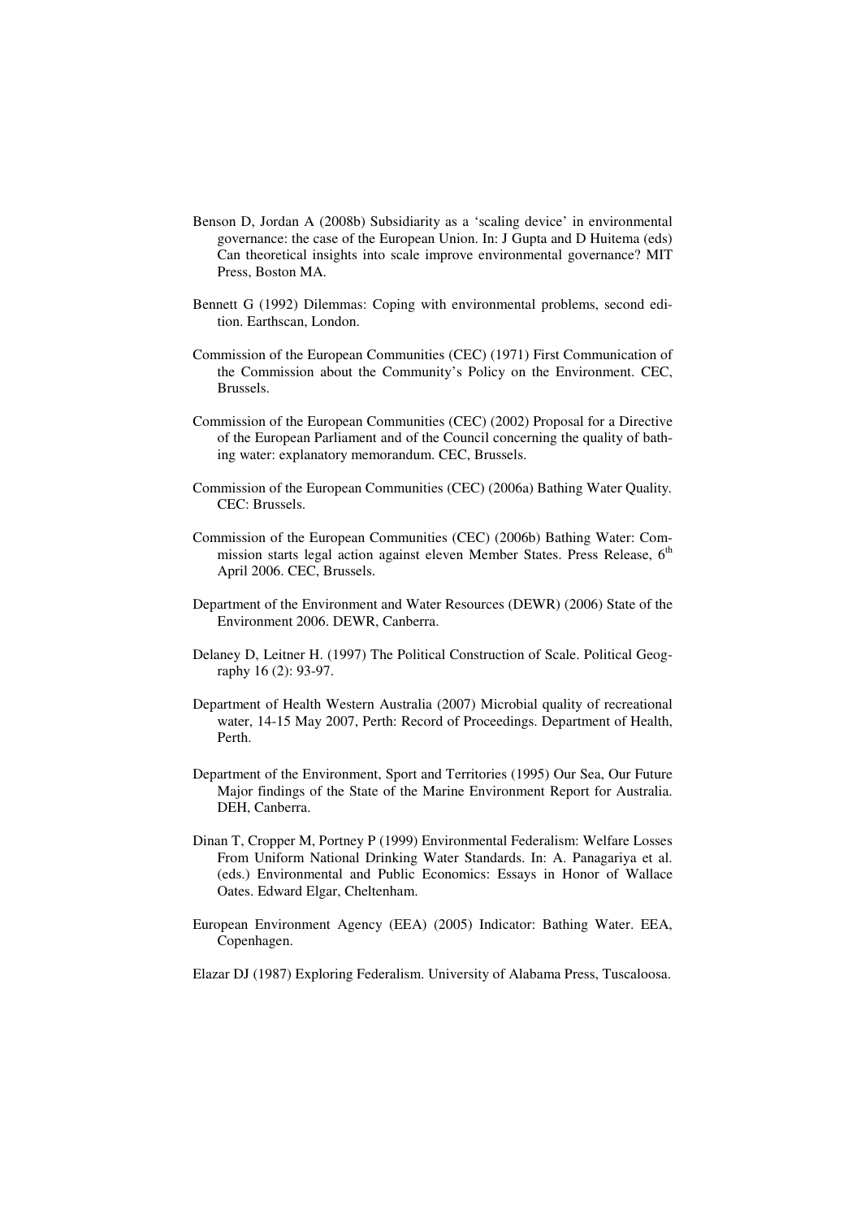Benson D, Jordan A (2008b) Subsidiarity as a 'scaling device' in environmental governance: the case of the European Union. In: J Gupta and D Huitema (eds) Can theoretical insights into scale improve environmental governance? MIT Press, Boston MA.

Bennett G (1992) Dilemmas: Coping with environmental problems, second edition. Earthscan, London.

Commission of the European Communities (CEC) (1971) First Communication of the Commission about the Community's Policy on the Environment. CEC, Brussels.

Commission of the European Communities (CEC) (2002) Proposal for a Directive of the European Parliament and of the Council concerning the quality of bathing water: explanatory memorandum. CEC, Brussels.

Commission of the European Communities (CEC) (2006a) Bathing Water Quality. CEC: Brussels.

Commission of the European Communities (CEC) (2006b) Bathing Water: Commission starts legal action against eleven Member States. Press Release, 6th April 2006. CEC, Brussels.

Department of the Environment and Water Resources (DEWR) (2006) State of the Environment 2006. DEWR, Canberra.

Delaney D, Leitner H. (1997) The Political Construction of Scale. Political Geography 16 (2): 93-97.

Department of Health Western Australia (2007) Microbial quality of recreational water, 14-15 May 2007, Perth: Record of Proceedings. Department of Health, Perth.

Department of the Environment, Sport and Territories (1995) Our Sea, Our Future Major findings of the State of the Marine Environment Report for Australia. DEH, Canberra.

Dinan T, Cropper M, Portney P (1999) Environmental Federalism: Welfare Losses From Uniform National Drinking Water Standards. In: A. Panagariya et al. (eds.) Environmental and Public Economics: Essays in Honor of Wallace Oates. Edward Elgar, Cheltenham.

European Environment Agency (EEA) (2005) Indicator: Bathing Water. EEA, Copenhagen.

Elazar DJ (1987) Exploring Federalism. University of Alabama Press, Tuscaloosa.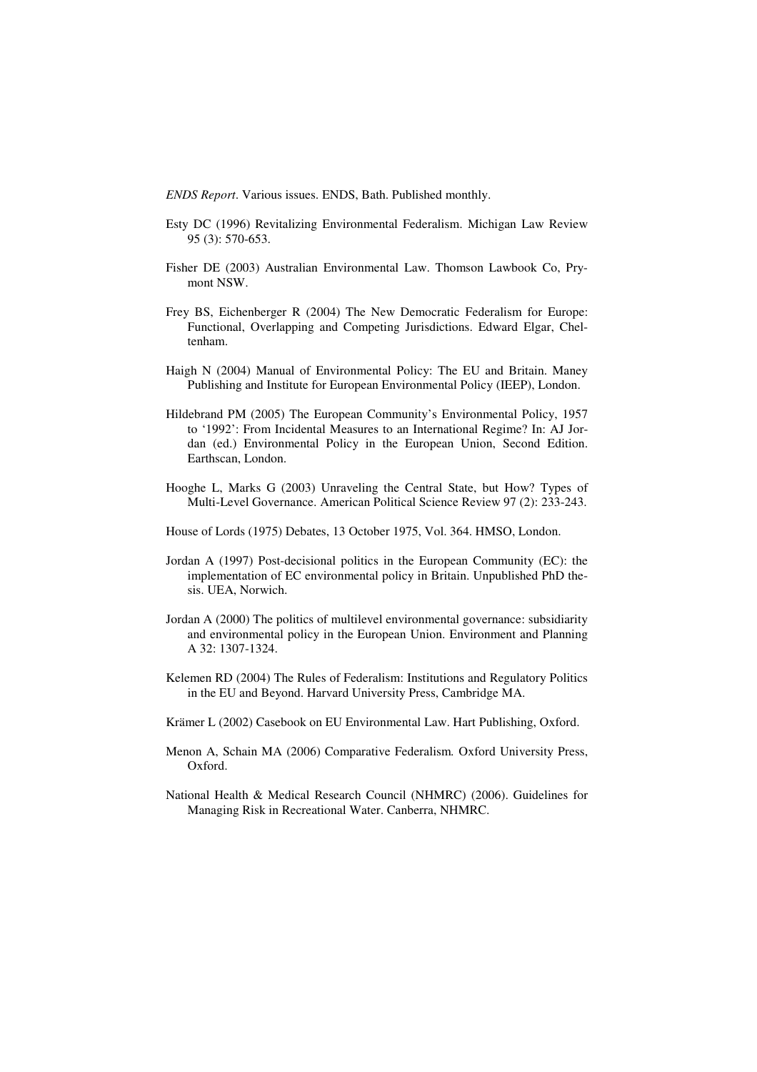*ENDS Report*. Various issues. ENDS, Bath. Published monthly.

Esty DC (1996) Revitalizing Environmental Federalism. Michigan Law Review 95 (3): 570-653.

Fisher DE (2003) Australian Environmental Law. Thomson Lawbook Co, Prymont NSW.

Frey BS, Eichenberger R (2004) The New Democratic Federalism for Europe: Functional, Overlapping and Competing Jurisdictions. Edward Elgar, Cheltenham.

Haigh N (2004) Manual of Environmental Policy: The EU and Britain. Maney Publishing and Institute for European Environmental Policy (IEEP), London.

Hildebrand PM (2005) The European Community's Environmental Policy, 1957 to '1992': From Incidental Measures to an International Regime? In: AJ Jordan (ed.) Environmental Policy in the European Union, Second Edition. Earthscan, London.

Hooghe L, Marks G (2003) Unraveling the Central State, but How? Types of Multi-Level Governance. American Political Science Review 97 (2): 233-243.

House of Lords (1975) Debates, 13 October 1975, Vol. 364. HMSO, London.

Jordan A (1997) Post-decisional politics in the European Community (EC): the implementation of EC environmental policy in Britain. Unpublished PhD thesis. UEA, Norwich.

Jordan A (2000) The politics of multilevel environmental governance: subsidiarity and environmental policy in the European Union. Environment and Planning A 32: 1307-1324.

Kelemen RD (2004) The Rules of Federalism: Institutions and Regulatory Politics in the EU and Beyond. Harvard University Press, Cambridge MA.

Krämer L (2002) Casebook on EU Environmental Law. Hart Publishing, Oxford.

Menon A, Schain MA (2006) Comparative Federalism*.* Oxford University Press, Oxford.

National Health & Medical Research Council (NHMRC) (2006). Guidelines for Managing Risk in Recreational Water. Canberra, NHMRC.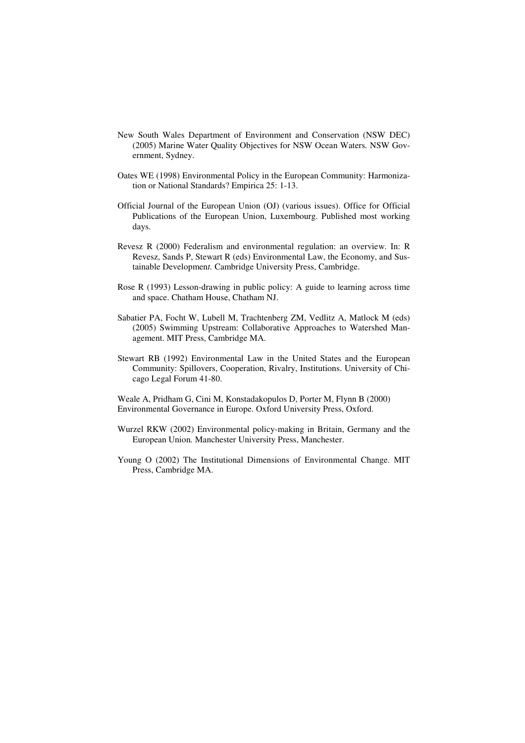New South Wales Department of Environment and Conservation (NSW DEC) (2005) Marine Water Quality Objectives for NSW Ocean Waters. NSW Government, Sydney.

Oates WE (1998) Environmental Policy in the European Community: Harmonization or National Standards? Empirica 25: 1-13.

Official Journal of the European Union (OJ) (various issues). Office for Official Publications of the European Union, Luxembourg. Published most working days.

Revesz R (2000) Federalism and environmental regulation: an overview. In: R Revesz, Sands P, Stewart R (eds) Environmental Law, the Economy, and Sustainable Development. Cambridge University Press, Cambridge.

Rose R (1993) Lesson-drawing in public policy: A guide to learning across time and space. Chatham House, Chatham NJ.

Sabatier PA, Focht W, Lubell M, Trachtenberg ZM, Vedlitz A, Matlock M (eds) (2005) Swimming Upstream: Collaborative Approaches to Watershed Management. MIT Press, Cambridge MA.

Stewart RB (1992) Environmental Law in the United States and the European Community: Spillovers, Cooperation, Rivalry, Institutions. University of Chicago Legal Forum 41-80.

Weale A, Pridham G, Cini M, Konstadakopulos D, Porter M, Flynn B (2000) Environmental Governance in Europe. Oxford University Press, Oxford.

Wurzel RKW (2002) Environmental policy-making in Britain, Germany and the European Union. Manchester University Press, Manchester.

Young O (2002) The Institutional Dimensions of Environmental Change. MIT Press, Cambridge MA.